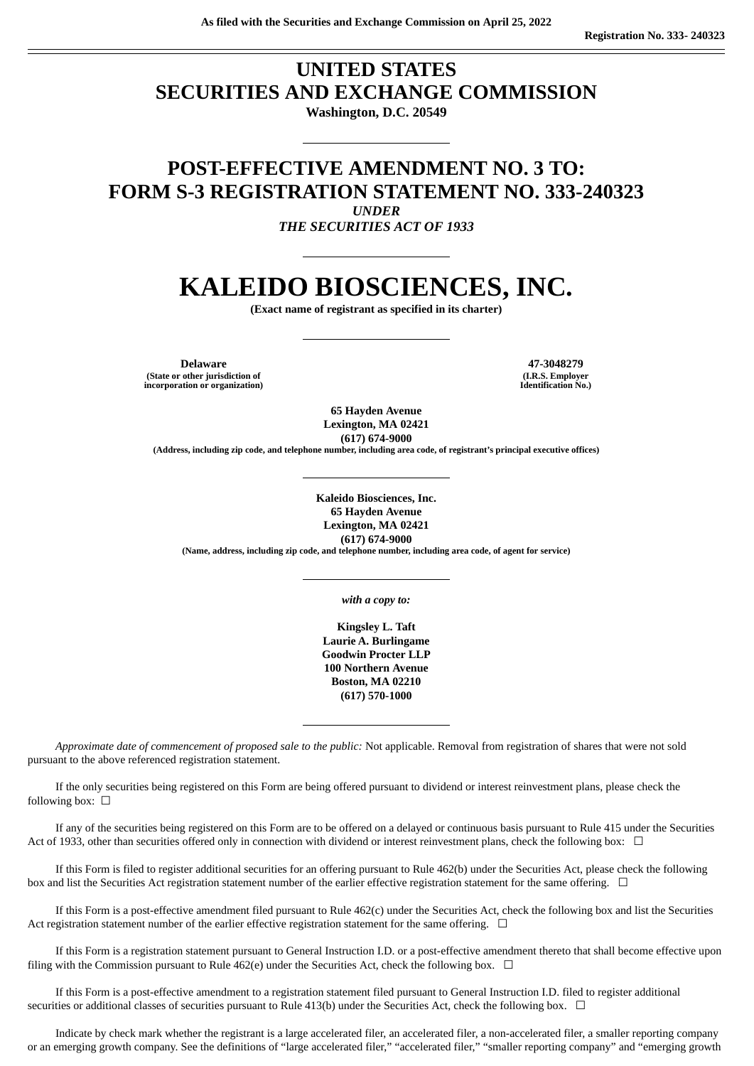As filed with the Securities and Exchange Commission on April 25, 2022

Registration No. 333- 240323

# UNITED STATES
# SECURITIES AND EXCHANGE COMMISSION

**Washington, D.C. 20549**

## POST-EFFECTIVE AMENDMENT NO. 3 TO:
## FORM S-3 REGISTRATION STATEMENT NO. 333-240323

*UNDER*
*THE SECURITIES ACT OF 1933*

# KALEIDO BIOSCIENCES, INC.

**(Exact name of registrant as specified in its charter)**

| **Delaware** | **47-3048279** |
|---|---|
| **(State or other jurisdiction of incorporation or organization)** | **(I.R.S. Employer Identification No.)** |

**65 Hayden Avenue**
**Lexington, MA 02421**
**(617) 674-9000**
**(Address, including zip code, and telephone number, including area code, of registrant's principal executive offices)**

**Kaleido Biosciences, Inc.**
**65 Hayden Avenue**
**Lexington, MA 02421**
**(617) 674-9000**
**(Name, address, including zip code, and telephone number, including area code, of agent for service)**

*with a copy to:*

**Kingsley L. Taft**
**Laurie A. Burlingame**
**Goodwin Procter LLP**
**100 Northern Avenue**
**Boston, MA 02210**
**(617) 570-1000**

*Approximate date of commencement of proposed sale to the public:* Not applicable. Removal from registration of shares that were not sold pursuant to the above referenced registration statement.

If the only securities being registered on this Form are being offered pursuant to dividend or interest reinvestment plans, please check the following box: ☐

If any of the securities being registered on this Form are to be offered on a delayed or continuous basis pursuant to Rule 415 under the Securities Act of 1933, other than securities offered only in connection with dividend or interest reinvestment plans, check the following box: ☐

If this Form is filed to register additional securities for an offering pursuant to Rule 462(b) under the Securities Act, please check the following box and list the Securities Act registration statement number of the earlier effective registration statement for the same offering. ☐

If this Form is a post-effective amendment filed pursuant to Rule 462(c) under the Securities Act, check the following box and list the Securities Act registration statement number of the earlier effective registration statement for the same offering. ☐

If this Form is a registration statement pursuant to General Instruction I.D. or a post-effective amendment thereto that shall become effective upon filing with the Commission pursuant to Rule 462(e) under the Securities Act, check the following box. ☐

If this Form is a post-effective amendment to a registration statement filed pursuant to General Instruction I.D. filed to register additional securities or additional classes of securities pursuant to Rule 413(b) under the Securities Act, check the following box. ☐

Indicate by check mark whether the registrant is a large accelerated filer, an accelerated filer, a non-accelerated filer, a smaller reporting company or an emerging growth company. See the definitions of "large accelerated filer," "accelerated filer," "smaller reporting company" and "emerging growth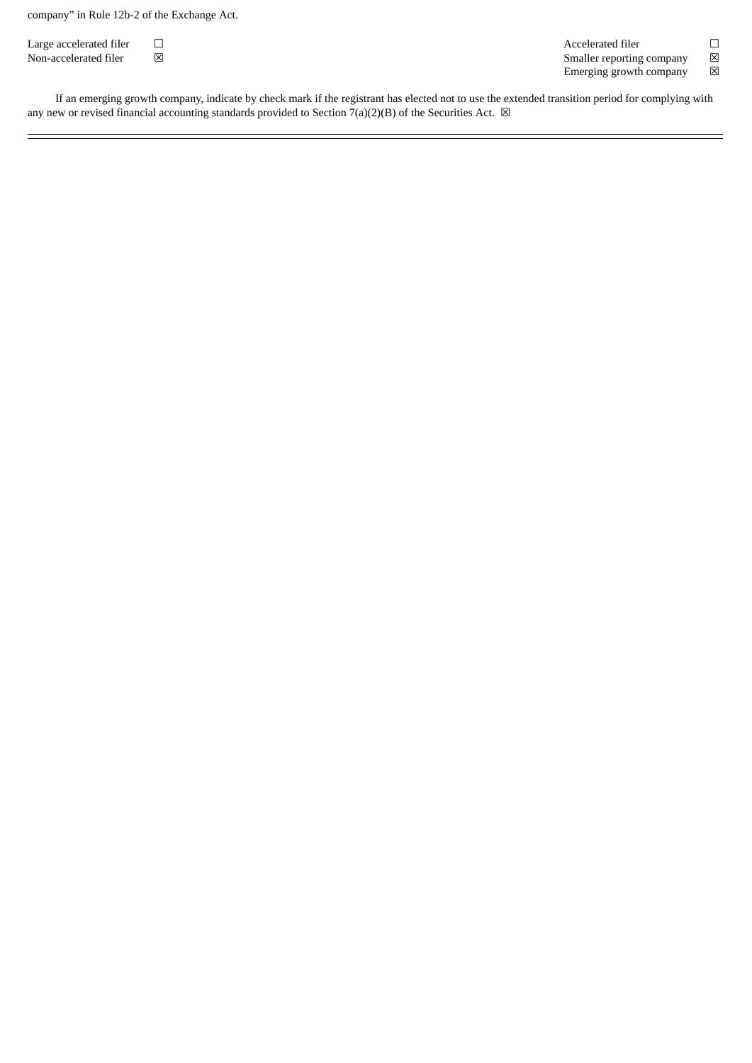company" in Rule 12b-2 of the Exchange Act.

| | | | |
|---|---|---|---|
| Large accelerated filer | ☐ | Accelerated filer | ☐ |
| Non-accelerated filer | ☒ | Smaller reporting company | ☒ |
| | | Emerging growth company | ☒ |

If an emerging growth company, indicate by check mark if the registrant has elected not to use the extended transition period for complying with any new or revised financial accounting standards provided to Section 7(a)(2)(B) of the Securities Act. ☒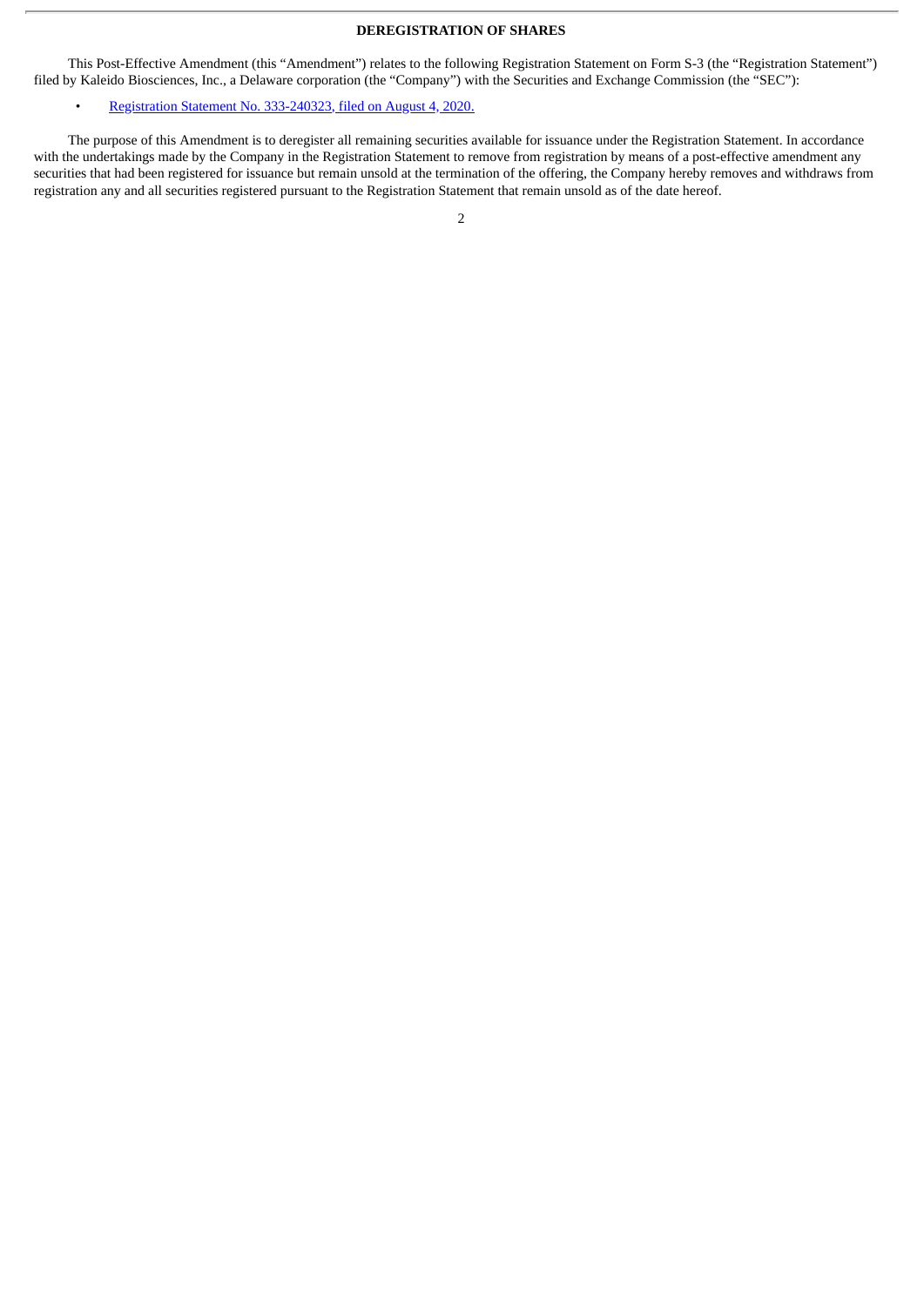**DEREGISTRATION OF SHARES**

This Post-Effective Amendment (this "Amendment") relates to the following Registration Statement on Form S-3 (the "Registration Statement") filed by Kaleido Biosciences, Inc., a Delaware corporation (the "Company") with the Securities and Exchange Commission (the "SEC"):

- Registration Statement No. 333-240323, filed on August 4, 2020.

The purpose of this Amendment is to deregister all remaining securities available for issuance under the Registration Statement. In accordance with the undertakings made by the Company in the Registration Statement to remove from registration by means of a post-effective amendment any securities that had been registered for issuance but remain unsold at the termination of the offering, the Company hereby removes and withdraws from registration any and all securities registered pursuant to the Registration Statement that remain unsold as of the date hereof.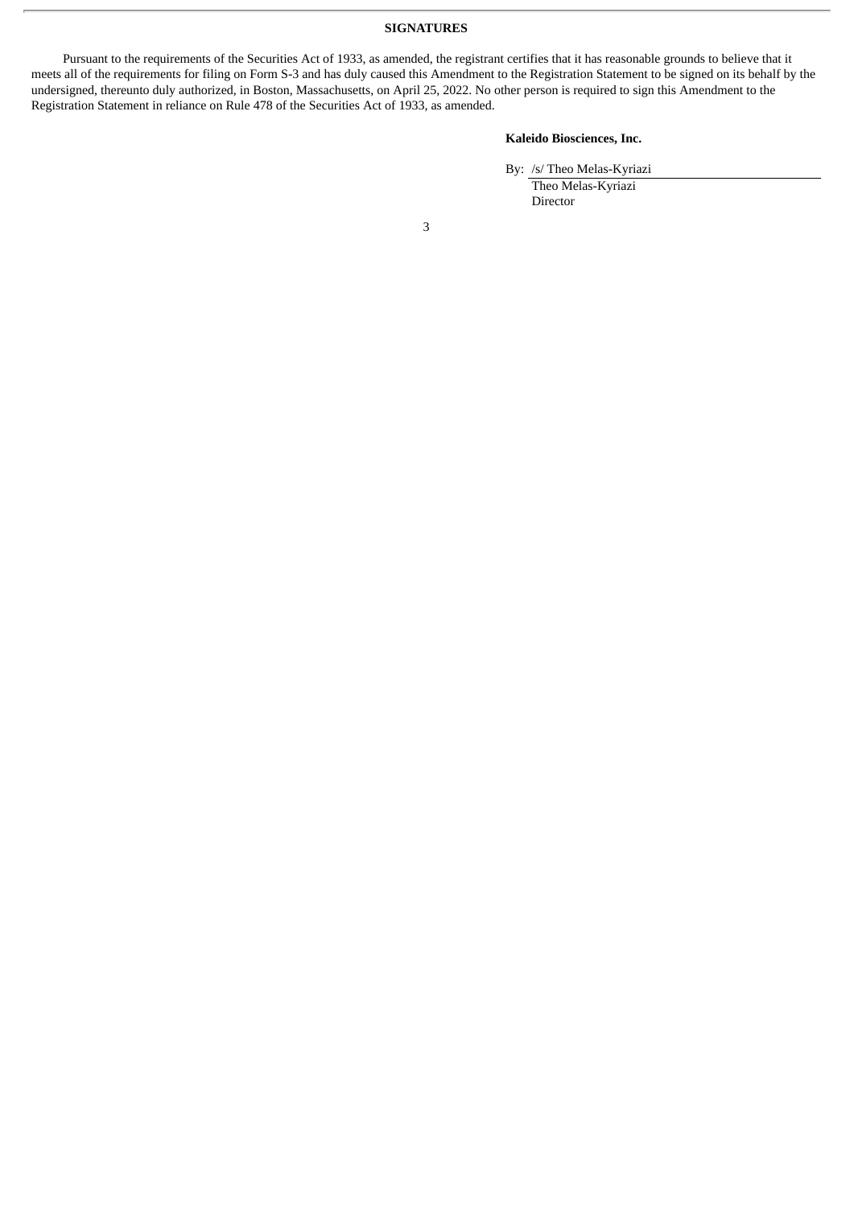**SIGNATURES**

Pursuant to the requirements of the Securities Act of 1933, as amended, the registrant certifies that it has reasonable grounds to believe that it meets all of the requirements for filing on Form S-3 and has duly caused this Amendment to the Registration Statement to be signed on its behalf by the undersigned, thereunto duly authorized, in Boston, Massachusetts, on April 25, 2022. No other person is required to sign this Amendment to the Registration Statement in reliance on Rule 478 of the Securities Act of 1933, as amended.

**Kaleido Biosciences, Inc.**

By: /s/ Theo Melas-Kyriazi
Theo Melas-Kyriazi
Director